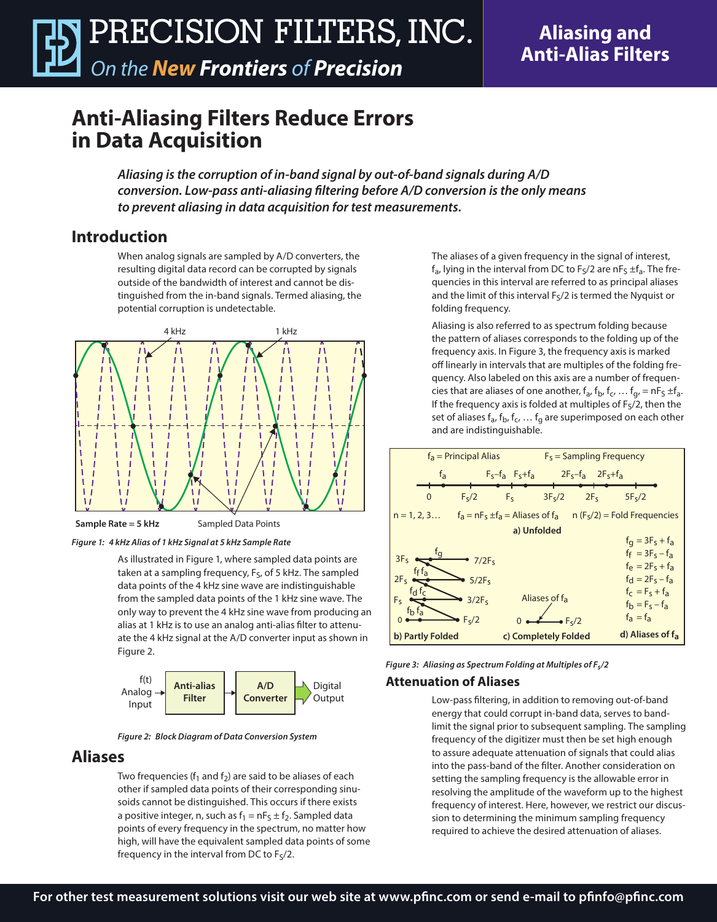# Anti-Aliasing Filters Reduce Errors in Data Acquisition

***Aliasing is the corruption of in-band signal by out-of-band signals during A/D conversion. Low-pass anti-aliasing filtering before A/D conversion is the only means to prevent aliasing in data acquisition for test measurements.***

## Introduction

When analog signals are sampled by A/D converters, the resulting digital data record can be corrupted by signals outside of the bandwidth of interest and cannot be distinguished from the in-band signals. Termed aliasing, the potential corruption is undetectable.

*Figure 1: 4 kHz Alias of 1 kHz Signal at 5 kHz Sample Rate*

As illustrated in Figure 1, where sampled data points are taken at a sampling frequency, $F_S$, of 5 kHz. The sampled data points of the 4 kHz sine wave are indistinguishable from the sampled data points of the 1 kHz sine wave. The only way to prevent the 4 kHz sine wave from producing an alias at 1 kHz is to use an analog anti-alias filter to attenuate the 4 kHz signal at the A/D converter input as shown in Figure 2.

*Figure 2: Block Diagram of Data Conversion System*

## Aliases

Two frequencies ($f_1$ and $f_2$) are said to be aliases of each other if sampled data points of their corresponding sinusoids cannot be distinguished. This occurs if there exists a positive integer, n, such as $f_1 = nF_S \pm f_2$. Sampled data points of every frequency in the spectrum, no matter how high, will have the equivalent sampled data points of some frequency in the interval from DC to $F_S/2$.

The aliases of a given frequency in the signal of interest, $f_a$, lying in the interval from DC to $F_S/2$ are $nF_S \pm f_a$. The frequencies in this interval are referred to as principal aliases and the limit of this interval $F_S/2$ is termed the Nyquist or folding frequency.

Aliasing is also referred to as spectrum folding because the pattern of aliases corresponds to the folding up of the frequency axis. In Figure 3, the frequency axis is marked off linearly in intervals that are multiples of the folding frequency. Also labeled on this axis are a number of frequencies that are aliases of one another, $f_a, f_b, f_c, \ldots f_g, = nF_S \pm f_a$. If the frequency axis is folded at multiples of $F_S/2$, then the set of aliases $f_a, f_b, f_c, \ldots f_g$ are superimposed on each other and are indistinguishable.

*Figure 3: Aliasing as Spectrum Folding at Multiples of $F_S/2$*

## Attenuation of Aliases

Low-pass filtering, in addition to removing out-of-band energy that could corrupt in-band data, serves to bandlimit the signal prior to subsequent sampling. The sampling frequency of the digitizer must then be set high enough to assure adequate attenuation of signals that could alias into the pass-band of the filter. Another consideration on setting the sampling frequency is the allowable error in resolving the amplitude of the waveform up to the highest frequency of interest. Here, however, we restrict our discussion to determining the minimum sampling frequency required to achieve the desired attenuation of aliases.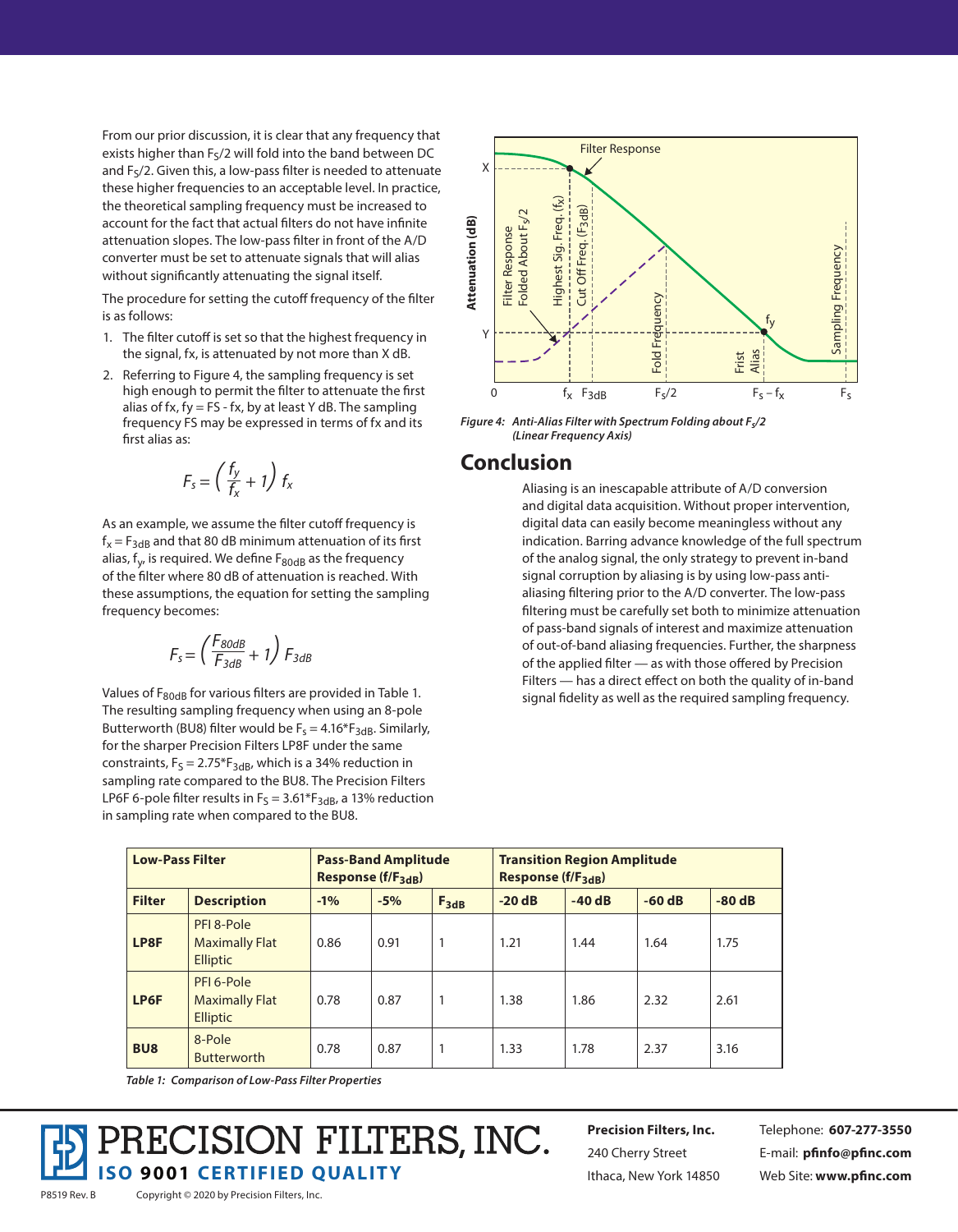From our prior discussion, it is clear that any frequency that exists higher than $F_S/2$ will fold into the band between DC and $F_S/2$. Given this, a low-pass filter is needed to attenuate these higher frequencies to an acceptable level. In practice, the theoretical sampling frequency must be increased to account for the fact that actual filters do not have infinite attenuation slopes. The low-pass filter in front of the A/D converter must be set to attenuate signals that will alias without significantly attenuating the signal itself.

The procedure for setting the cutoff frequency of the filter is as follows:

1. The filter cutoff is set so that the highest frequency in the signal, fx, is attenuated by not more than X dB.
2. Referring to Figure 4, the sampling frequency is set high enough to permit the filter to attenuate the first alias of fx, fy = FS - fx, by at least Y dB. The sampling frequency FS may be expressed in terms of fx and its first alias as:

$$F_s = \left(\frac{f_y}{f_x} + 1\right) f_x$$

As an example, we assume the filter cutoff frequency is $f_x = F_{3dB}$ and that 80 dB minimum attenuation of its first alias, $f_y$, is required. We define $F_{80dB}$ as the frequency of the filter where 80 dB of attenuation is reached. With these assumptions, the equation for setting the sampling frequency becomes:

$$F_s = \left(\frac{F_{80dB}}{F_{3dB}} + 1\right) F_{3dB}$$

Values of $F_{80dB}$ for various filters are provided in Table 1. The resulting sampling frequency when using an 8-pole Butterworth (BU8) filter would be $F_s = 4.16{*}F_{3dB}$. Similarly, for the sharper Precision Filters LP8F under the same constraints, $F_S = 2.75{*}F_{3dB}$, which is a 34% reduction in sampling rate compared to the BU8. The Precision Filters LP6F 6-pole filter results in $F_S = 3.61{*}F_{3dB}$, a 13% reduction in sampling rate when compared to the BU8.

Filter Response
X
Y
Attenuation (dB)
Filter Response Folded About $F_S/2$
Highest Sig. Freq. ($f_x$)
Cut Off Freq. ($F_{3dB}$)
Fold Frequency
$f_y$
Frist Alias
Sampling Frequency
0
$f_x$
$F_{3dB}$
$F_S/2$
$F_S - f_x$
$F_S$

*Figure 4: Anti-Alias Filter with Spectrum Folding about $F_s/2$ (Linear Frequency Axis)*

## Conclusion

Aliasing is an inescapable attribute of A/D conversion and digital data acquisition. Without proper intervention, digital data can easily become meaningless without any indication. Barring advance knowledge of the full spectrum of the analog signal, the only strategy to prevent in-band signal corruption by aliasing is by using low-pass anti-aliasing filtering prior to the A/D converter. The low-pass filtering must be carefully set both to minimize attenuation of pass-band signals of interest and maximize attenuation of out-of-band aliasing frequencies. Further, the sharpness of the applied filter — as with those offered by Precision Filters — has a direct effect on both the quality of in-band signal fidelity as well as the required sampling frequency.

| Low-Pass Filter | | Pass-Band Amplitude Response ($f/F_{3dB}$) | | | Transition Region Amplitude Response ($f/F_{3dB}$) | | | |
|---|---|---|---|---|---|---|---|---|
| **Filter** | **Description** | **-1%** | **-5%** | **$F_{3dB}$** | **-20 dB** | **-40 dB** | **-60 dB** | **-80 dB** |
| **LP8F** | PFI 8-Pole Maximally Flat Elliptic | 0.86 | 0.91 | 1 | 1.21 | 1.44 | 1.64 | 1.75 |
| **LP6F** | PFI 6-Pole Maximally Flat Elliptic | 0.78 | 0.87 | 1 | 1.38 | 1.86 | 2.32 | 2.61 |
| **BU8** | 8-Pole Butterworth | 0.78 | 0.87 | 1 | 1.33 | 1.78 | 2.37 | 3.16 |

*Table 1: Comparison of Low-Pass Filter Properties*

PRECISION FILTERS, INC.
ISO 9001 CERTIFIED QUALITY

**Precision Filters, Inc.**
240 Cherry Street
Ithaca, New York 14850

Telephone: **607-277-3550**
E-mail: **pfinfo@pfinc.com**
Web Site: **www.pfinc.com**

P8519 Rev. B Copyright © 2020 by Precision Filters, Inc.